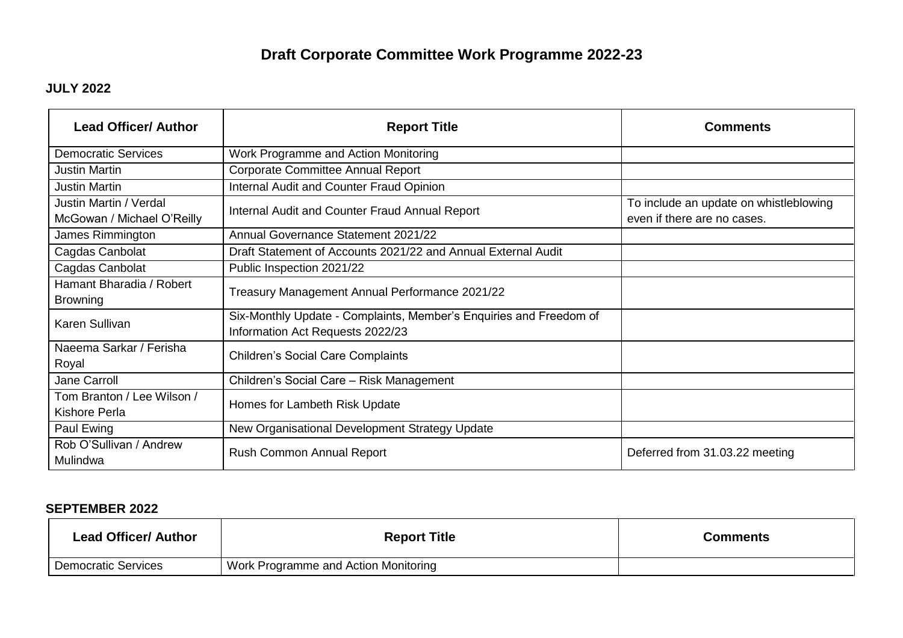# Draft Corporate Committee Work Programme 2022-23

## JULY 2022

| Lead Officer/ Author | Report Title | Comments |
|---|---|---|
| Democratic Services | Work Programme and Action Monitoring | |
| Justin Martin | Corporate Committee Annual Report | |
| Justin Martin | Internal Audit and Counter Fraud Opinion | |
| Justin Martin / Verdal McGowan / Michael O'Reilly | Internal Audit and Counter Fraud Annual Report | To include an update on whistleblowing even if there are no cases. |
| James Rimmington | Annual Governance Statement 2021/22 | |
| Cagdas Canbolat | Draft Statement of Accounts 2021/22 and Annual External Audit | |
| Cagdas Canbolat | Public Inspection 2021/22 | |
| Hamant Bharadia / Robert Browning | Treasury Management Annual Performance 2021/22 | |
| Karen Sullivan | Six-Monthly Update - Complaints, Member's Enquiries and Freedom of Information Act Requests 2022/23 | |
| Naeema Sarkar / Ferisha Royal | Children's Social Care Complaints | |
| Jane Carroll | Children's Social Care – Risk Management | |
| Tom Branton / Lee Wilson / Kishore Perla | Homes for Lambeth Risk Update | |
| Paul Ewing | New Organisational Development Strategy Update | |
| Rob O'Sullivan / Andrew Mulindwa | Rush Common Annual Report | Deferred from 31.03.22 meeting |

## SEPTEMBER 2022

| Lead Officer/ Author | Report Title | Comments |
|---|---|---|
| Democratic Services | Work Programme and Action Monitoring | |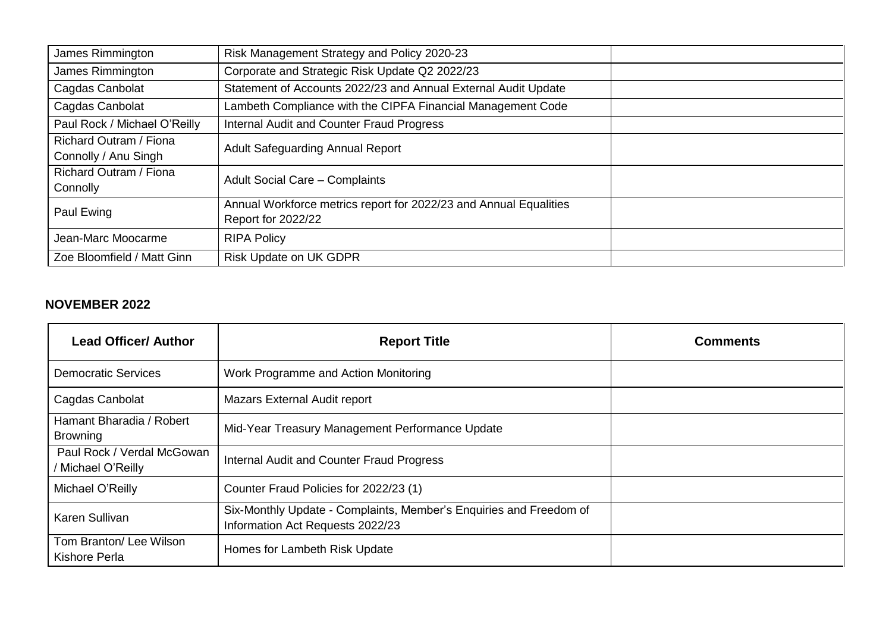| Lead Officer/ Author | Report Title | Comments |
|---|---|---|
| James Rimmington | Risk Management Strategy and Policy 2020-23 | |
| James Rimmington | Corporate and Strategic Risk Update Q2 2022/23 | |
| Cagdas Canbolat | Statement of Accounts 2022/23 and Annual External Audit Update | |
| Cagdas Canbolat | Lambeth Compliance with the CIPFA Financial Management Code | |
| Paul Rock / Michael O'Reilly | Internal Audit and Counter Fraud Progress | |
| Richard Outram / Fiona Connolly / Anu Singh | Adult Safeguarding Annual Report | |
| Richard Outram / Fiona Connolly | Adult Social Care – Complaints | |
| Paul Ewing | Annual Workforce metrics report for 2022/23 and Annual Equalities Report for 2022/22 | |
| Jean-Marc Moocarme | RIPA Policy | |
| Zoe Bloomfield / Matt Ginn | Risk Update on UK GDPR | |

## NOVEMBER 2022

| Lead Officer/ Author | Report Title | Comments |
|---|---|---|
| Democratic Services | Work Programme and Action Monitoring | |
| Cagdas Canbolat | Mazars External Audit report | |
| Hamant Bharadia / Robert Browning | Mid-Year Treasury Management Performance Update | |
| Paul Rock / Verdal McGowan / Michael O'Reilly | Internal Audit and Counter Fraud Progress | |
| Michael O'Reilly | Counter Fraud Policies for 2022/23 (1) | |
| Karen Sullivan | Six-Monthly Update - Complaints, Member's Enquiries and Freedom of Information Act Requests 2022/23 | |
| Tom Branton/ Lee Wilson Kishore Perla | Homes for Lambeth Risk Update | |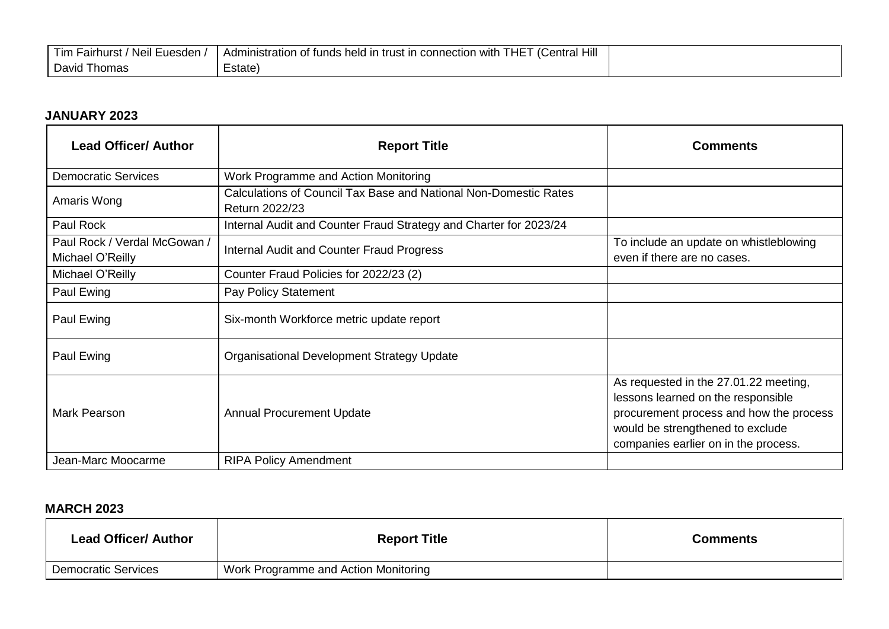| Tim Fairhurst / Neil Euesden / David Thomas | Administration of funds held in trust in connection with THET (Central Hill Estate) | |
|---|---|---|

**JANUARY 2023**

| Lead Officer/ Author | Report Title | Comments |
|---|---|---|
| Democratic Services | Work Programme and Action Monitoring | |
| Amaris Wong | Calculations of Council Tax Base and National Non-Domestic Rates Return 2022/23 | |
| Paul Rock | Internal Audit and Counter Fraud Strategy and Charter for 2023/24 | |
| Paul Rock / Verdal McGowan / Michael O'Reilly | Internal Audit and Counter Fraud Progress | To include an update on whistleblowing even if there are no cases. |
| Michael O'Reilly | Counter Fraud Policies for 2022/23 (2) | |
| Paul Ewing | Pay Policy Statement | |
| Paul Ewing | Six-month Workforce metric update report | |
| Paul Ewing | Organisational Development Strategy Update | |
| Mark Pearson | Annual Procurement Update | As requested in the 27.01.22 meeting, lessons learned on the responsible procurement process and how the process would be strengthened to exclude companies earlier on in the process. |
| Jean-Marc Moocarme | RIPA Policy Amendment | |

**MARCH 2023**

| Lead Officer/ Author | Report Title | Comments |
|---|---|---|
| Democratic Services | Work Programme and Action Monitoring | |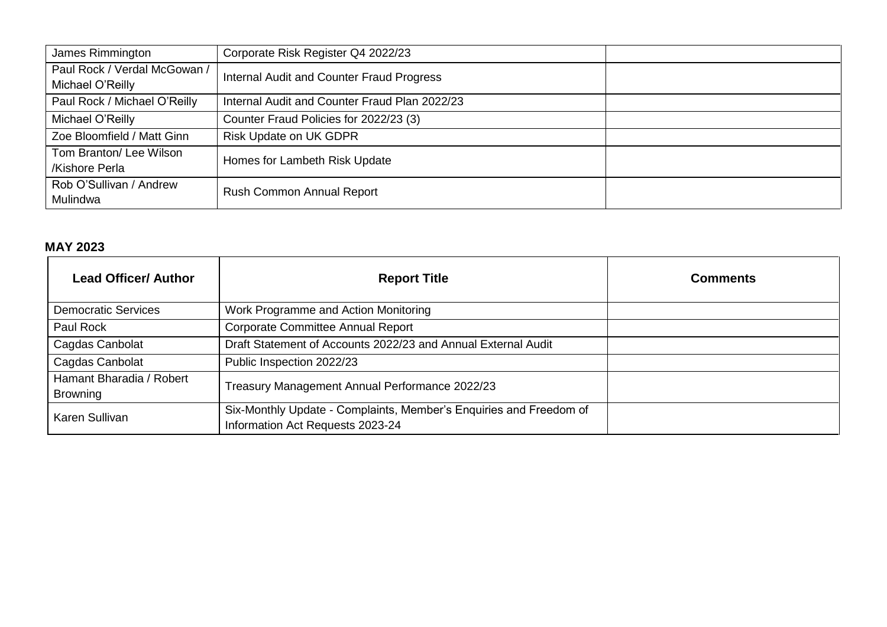| | | |
|---|---|---|
| James Rimmington | Corporate Risk Register Q4 2022/23 | |
| Paul Rock / Verdal McGowan / Michael O'Reilly | Internal Audit and Counter Fraud Progress | |
| Paul Rock / Michael O'Reilly | Internal Audit and Counter Fraud Plan 2022/23 | |
| Michael O'Reilly | Counter Fraud Policies for 2022/23 (3) | |
| Zoe Bloomfield / Matt Ginn | Risk Update on UK GDPR | |
| Tom Branton/ Lee Wilson /Kishore Perla | Homes for Lambeth Risk Update | |
| Rob O'Sullivan / Andrew Mulindwa | Rush Common Annual Report | |

**MAY 2023**

| Lead Officer/ Author | Report Title | Comments |
|---|---|---|
| Democratic Services | Work Programme and Action Monitoring | |
| Paul Rock | Corporate Committee Annual Report | |
| Cagdas Canbolat | Draft Statement of Accounts 2022/23 and Annual External Audit | |
| Cagdas Canbolat | Public Inspection 2022/23 | |
| Hamant Bharadia / Robert Browning | Treasury Management Annual Performance 2022/23 | |
| Karen Sullivan | Six-Monthly Update - Complaints, Member's Enquiries and Freedom of Information Act Requests 2023-24 | |